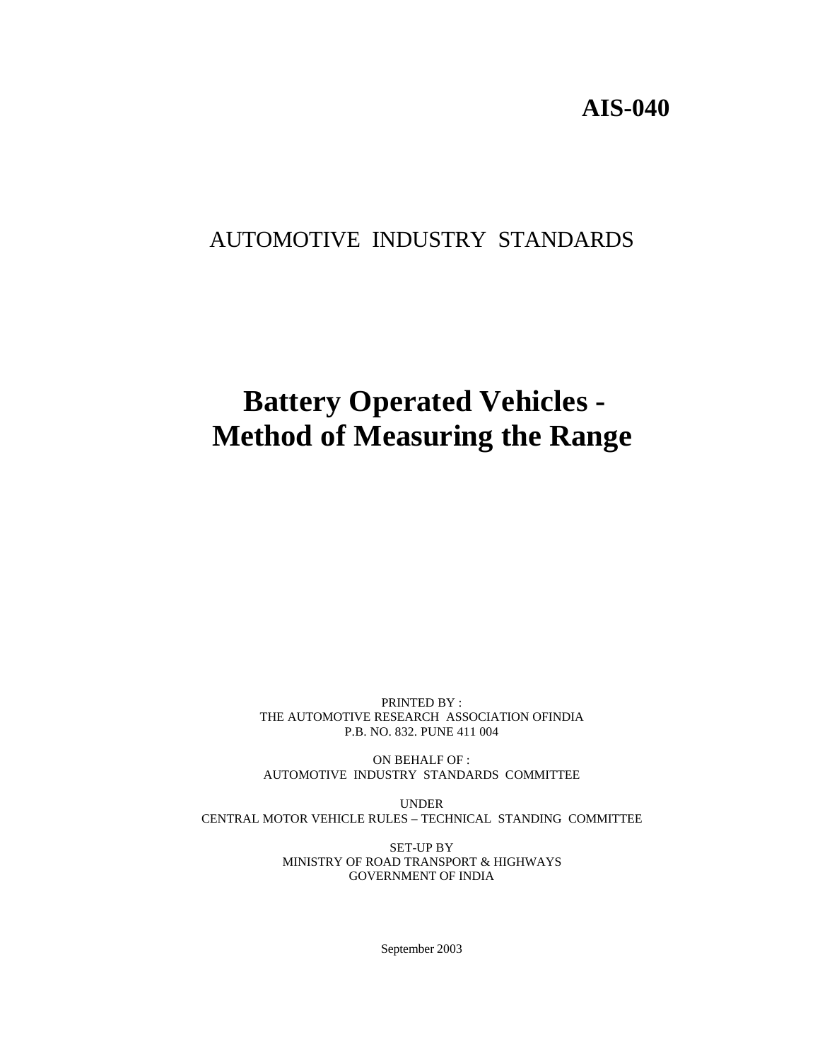**AIS-040**

AUTOMOTIVE INDUSTRY STANDARDS

# Battery Operated Vehicles - Method of Measuring the Range

PRINTED BY :
THE AUTOMOTIVE RESEARCH ASSOCIATION OFINDIA
P.B. NO. 832. PUNE 411 004

ON BEHALF OF :
AUTOMOTIVE INDUSTRY STANDARDS COMMITTEE

UNDER
CENTRAL MOTOR VEHICLE RULES – TECHNICAL STANDING COMMITTEE

SET-UP BY
MINISTRY OF ROAD TRANSPORT & HIGHWAYS
GOVERNMENT OF INDIA

September 2003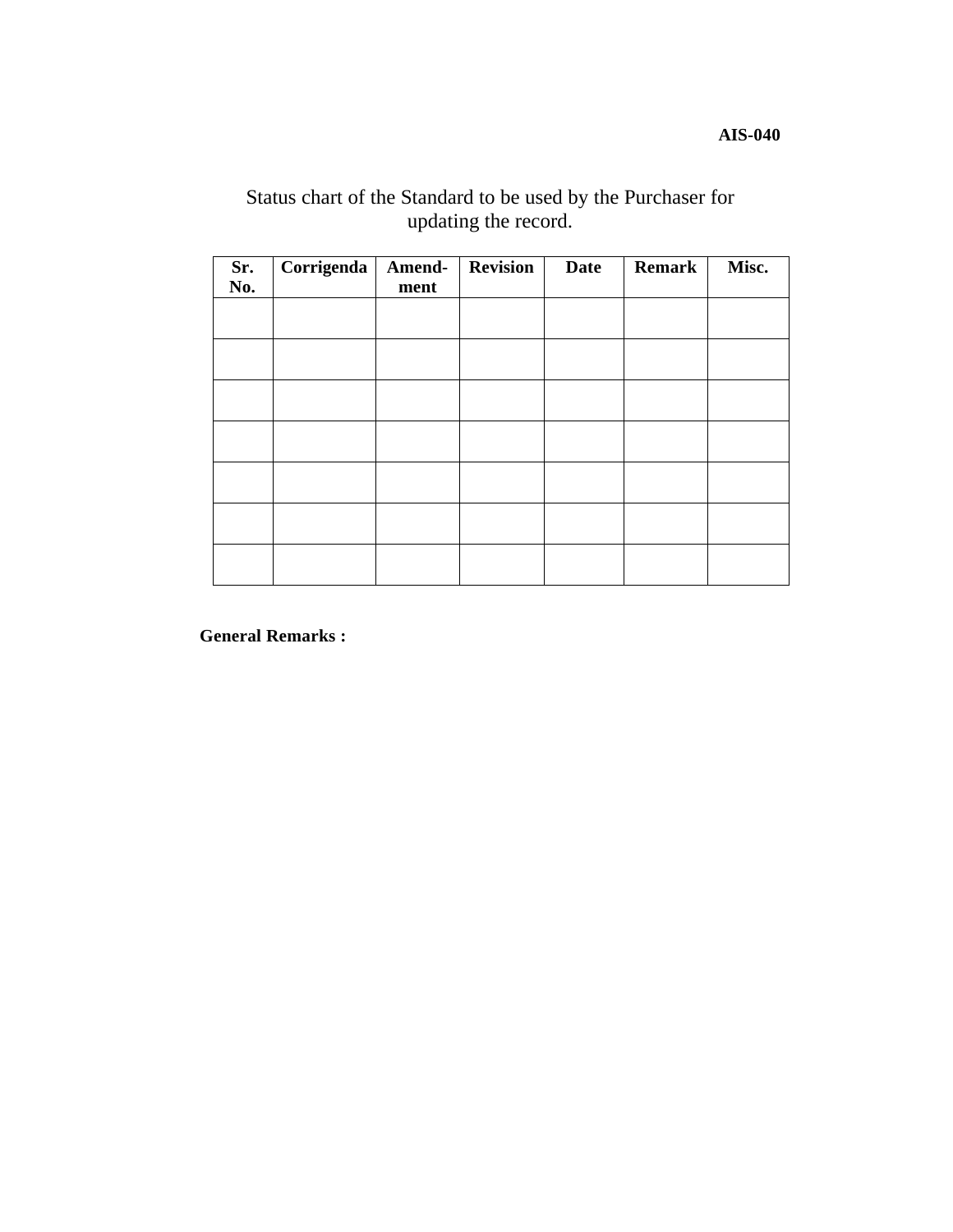Status chart of the Standard to be used by the Purchaser for updating the record.

| Sr. No. | Corrigenda | Amend-ment | Revision | Date | Remark | Misc. |
|---|---|---|---|---|---|---|
| | | | | | | |
| | | | | | | |
| | | | | | | |
| | | | | | | |
| | | | | | | |
| | | | | | | |
| | | | | | | |

**General Remarks :**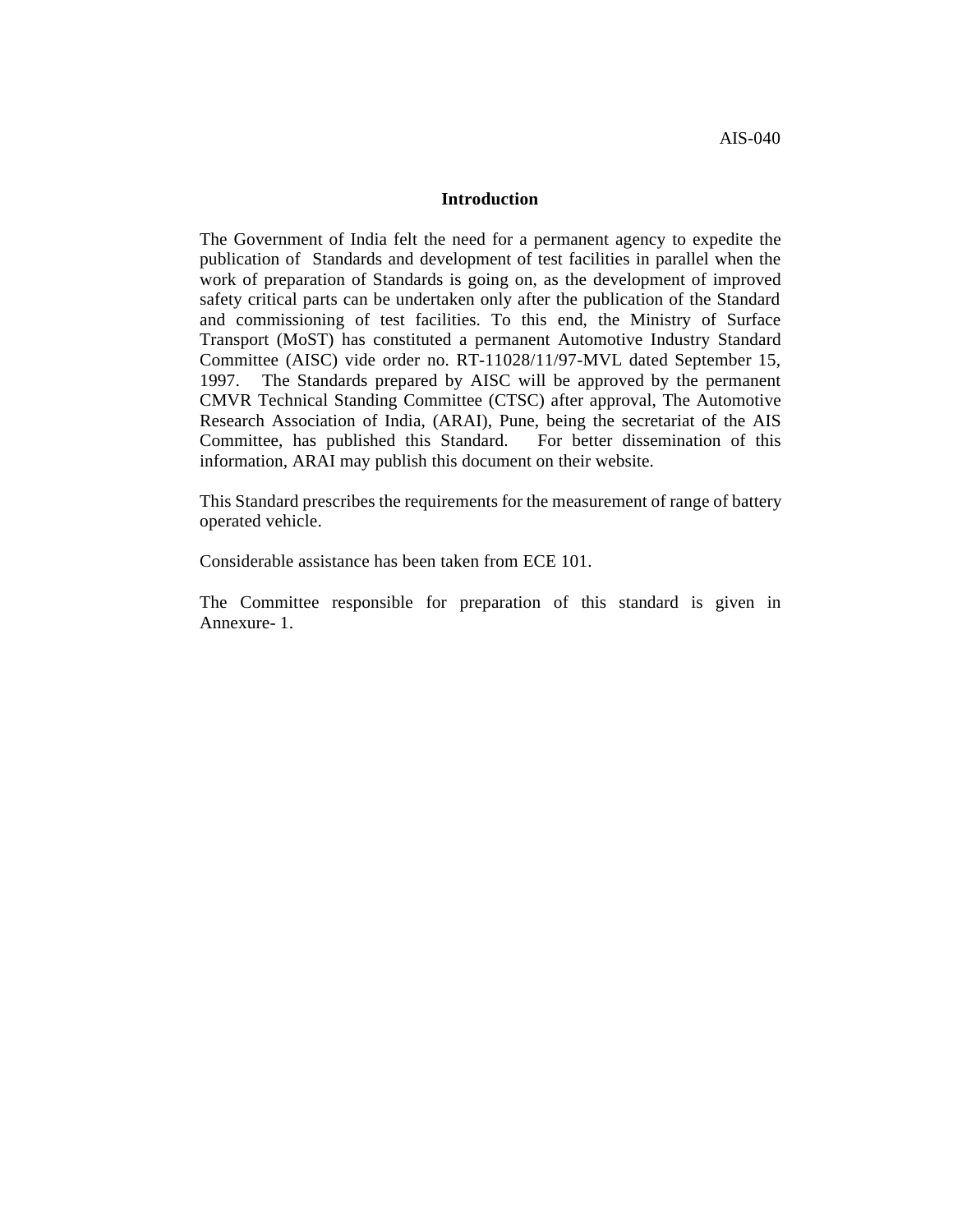# Introduction

The Government of India felt the need for a permanent agency to expedite the publication of Standards and development of test facilities in parallel when the work of preparation of Standards is going on, as the development of improved safety critical parts can be undertaken only after the publication of the Standard and commissioning of test facilities. To this end, the Ministry of Surface Transport (MoST) has constituted a permanent Automotive Industry Standard Committee (AISC) vide order no. RT-11028/11/97-MVL dated September 15, 1997. The Standards prepared by AISC will be approved by the permanent CMVR Technical Standing Committee (CTSC) after approval, The Automotive Research Association of India, (ARAI), Pune, being the secretariat of the AIS Committee, has published this Standard. For better dissemination of this information, ARAI may publish this document on their website.

This Standard prescribes the requirements for the measurement of range of battery operated vehicle.

Considerable assistance has been taken from ECE 101.

The Committee responsible for preparation of this standard is given in Annexure- 1.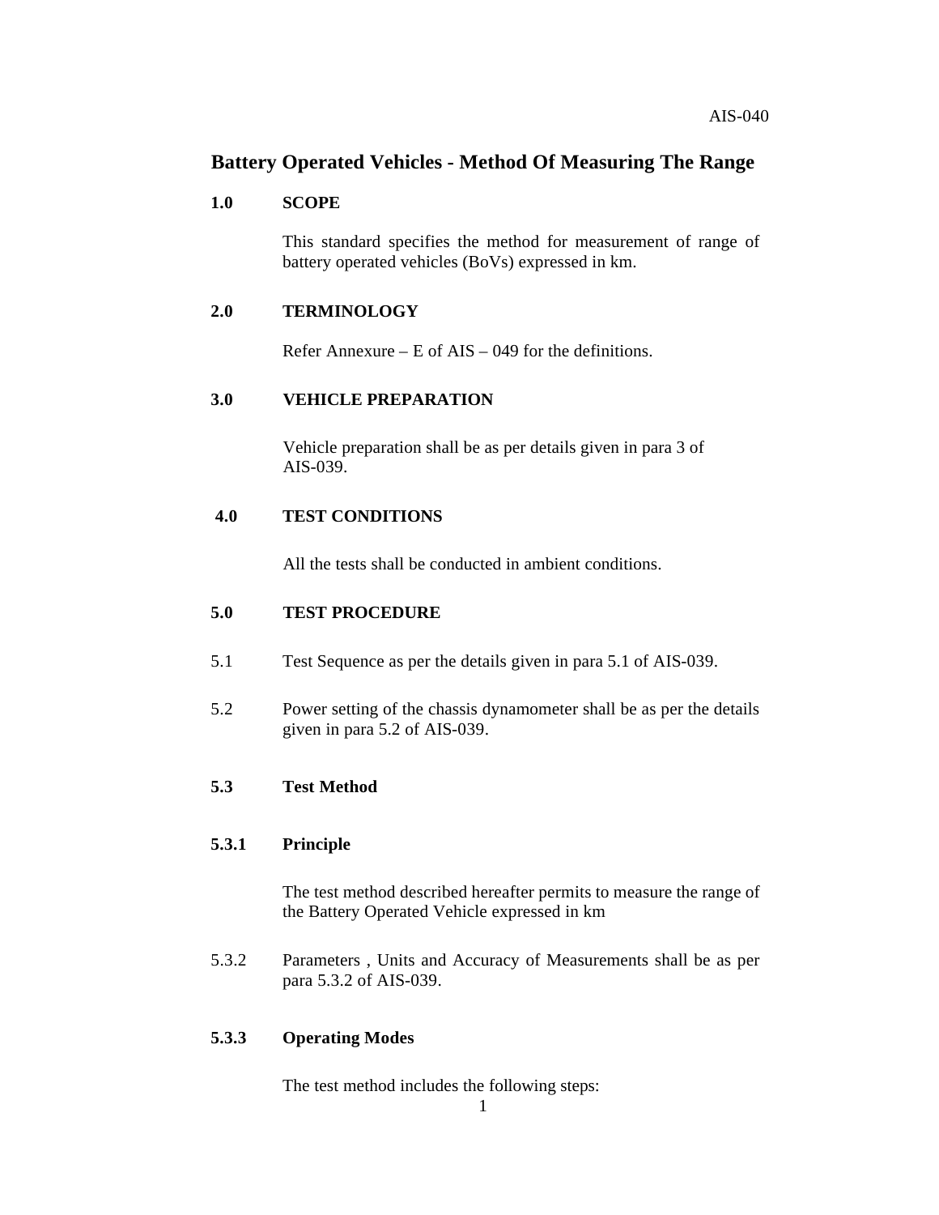# Battery Operated Vehicles - Method Of Measuring The Range

## 1.0 SCOPE

This standard specifies the method for measurement of range of battery operated vehicles (BoVs) expressed in km.

## 2.0 TERMINOLOGY

Refer Annexure – E of AIS – 049 for the definitions.

## 3.0 VEHICLE PREPARATION

Vehicle preparation shall be as per details given in para 3 of AIS-039.

## 4.0 TEST CONDITIONS

All the tests shall be conducted in ambient conditions.

## 5.0 TEST PROCEDURE

5.1 Test Sequence as per the details given in para 5.1 of AIS-039.

5.2 Power setting of the chassis dynamometer shall be as per the details given in para 5.2 of AIS-039.

### 5.3 Test Method

#### 5.3.1 Principle

The test method described hereafter permits to measure the range of the Battery Operated Vehicle expressed in km

5.3.2 Parameters , Units and Accuracy of Measurements shall be as per para 5.3.2 of AIS-039.

#### 5.3.3 Operating Modes

The test method includes the following steps: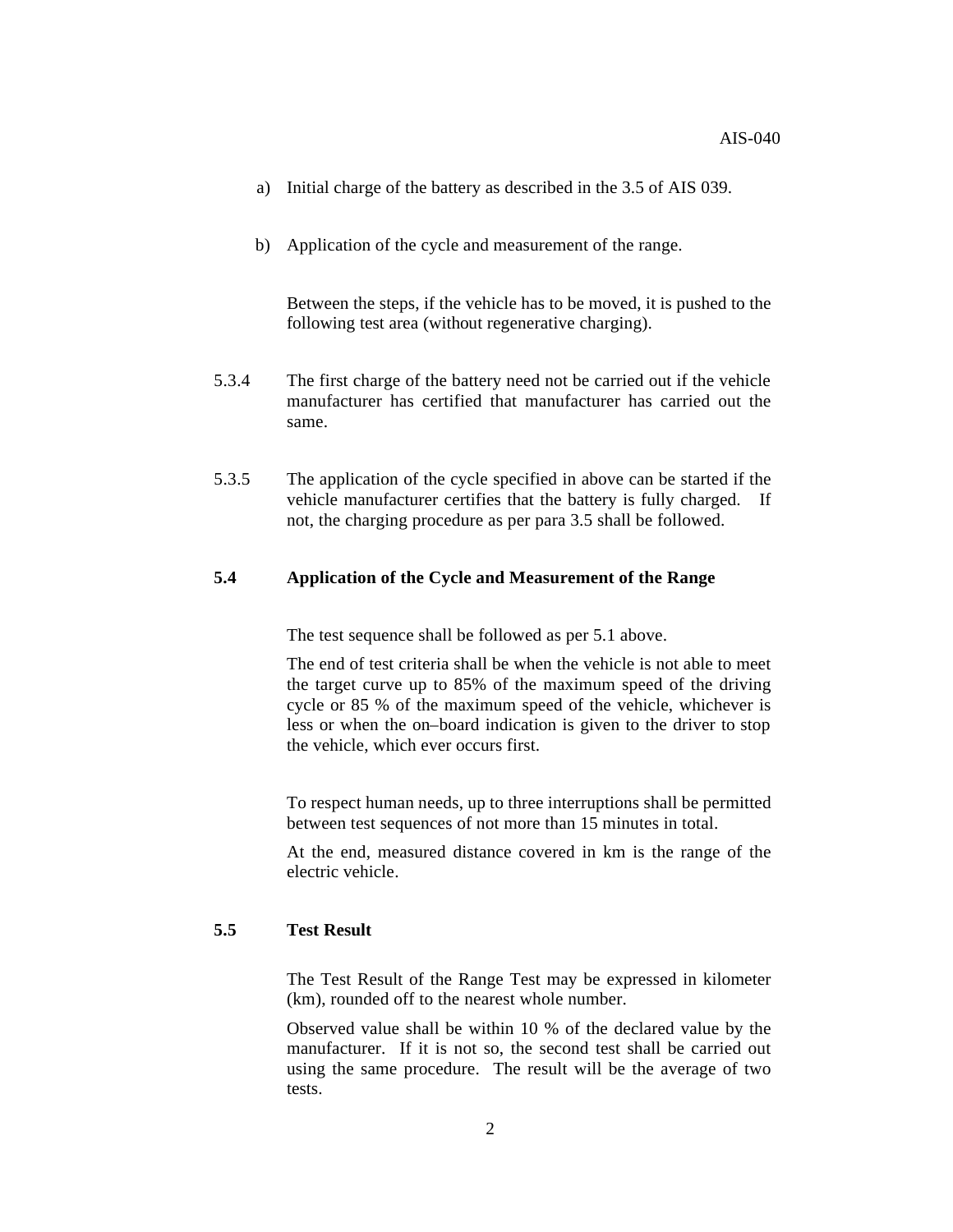a) Initial charge of the battery as described in the 3.5 of AIS 039.

b) Application of the cycle and measurement of the range.

Between the steps, if the vehicle has to be moved, it is pushed to the following test area (without regenerative charging).

5.3.4 The first charge of the battery need not be carried out if the vehicle manufacturer has certified that manufacturer has carried out the same.

5.3.5 The application of the cycle specified in above can be started if the vehicle manufacturer certifies that the battery is fully charged. If not, the charging procedure as per para 3.5 shall be followed.

### 5.4 Application of the Cycle and Measurement of the Range

The test sequence shall be followed as per 5.1 above.

The end of test criteria shall be when the vehicle is not able to meet the target curve up to 85% of the maximum speed of the driving cycle or 85 % of the maximum speed of the vehicle, whichever is less or when the on–board indication is given to the driver to stop the vehicle, which ever occurs first.

To respect human needs, up to three interruptions shall be permitted between test sequences of not more than 15 minutes in total.

At the end, measured distance covered in km is the range of the electric vehicle.

### 5.5 Test Result

The Test Result of the Range Test may be expressed in kilometer (km), rounded off to the nearest whole number.

Observed value shall be within 10 % of the declared value by the manufacturer. If it is not so, the second test shall be carried out using the same procedure. The result will be the average of two tests.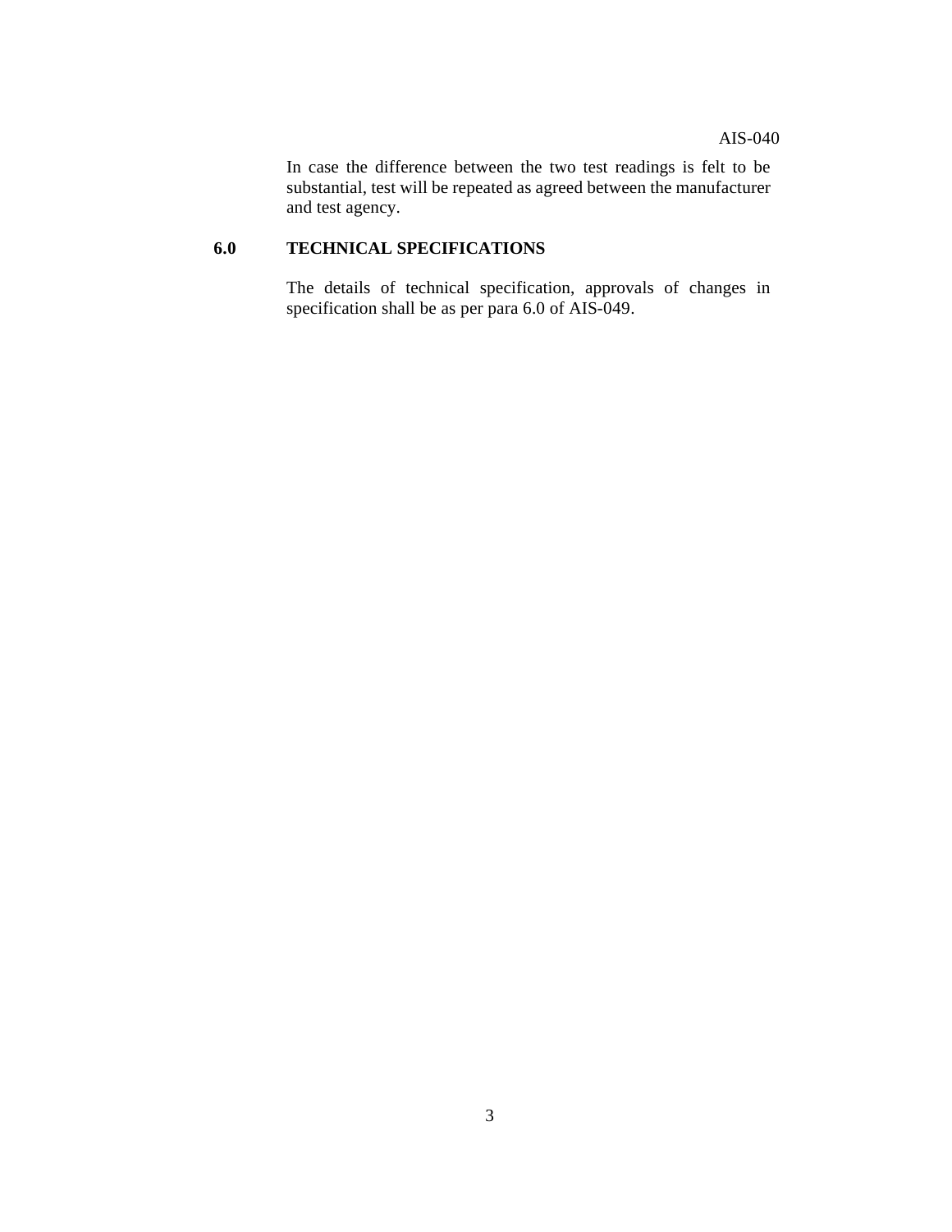In case the difference between the two test readings is felt to be substantial, test will be repeated as agreed between the manufacturer and test agency.

## 6.0 TECHNICAL SPECIFICATIONS

The details of technical specification, approvals of changes in specification shall be as per para 6.0 of AIS-049.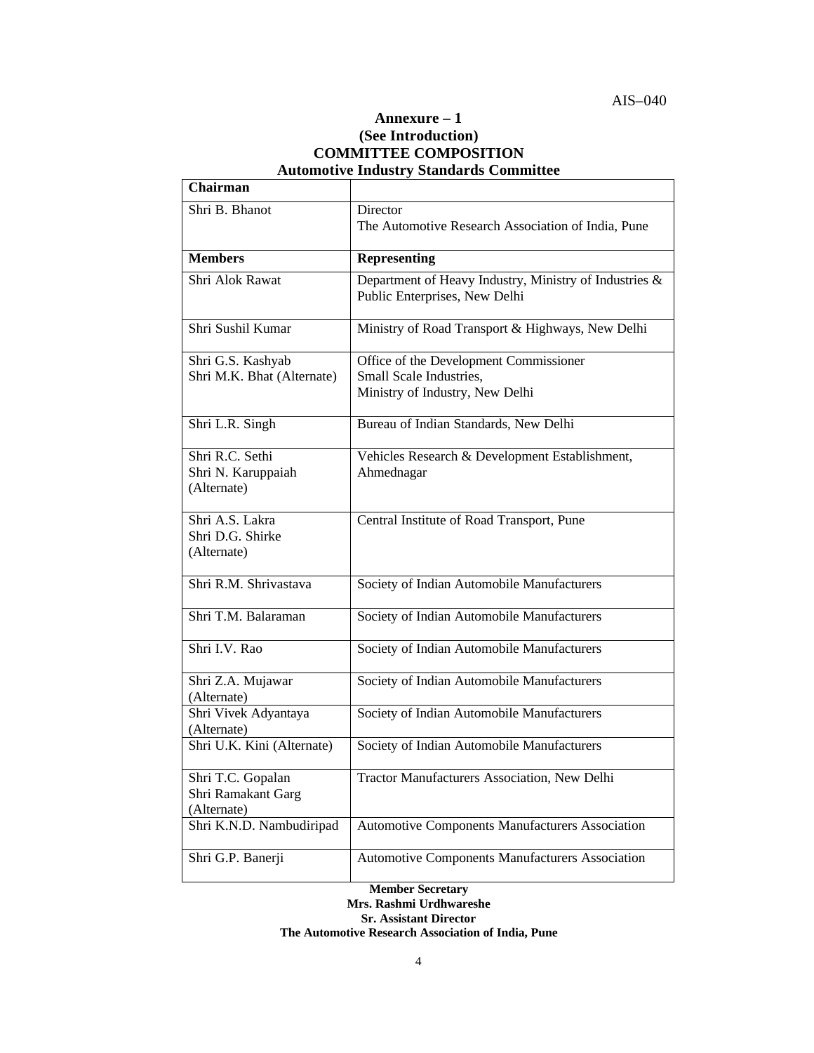# Annexure – 1
## (See Introduction)
## COMMITTEE COMPOSITION
## Automotive Industry Standards Committee

| **Chairman** | |
|---|---|
| Shri B. Bhanot | Director<br>The Automotive Research Association of India, Pune |
| **Members** | **Representing** |
| Shri Alok Rawat | Department of Heavy Industry, Ministry of Industries & Public Enterprises, New Delhi |
| Shri Sushil Kumar | Ministry of Road Transport & Highways, New Delhi |
| Shri G.S. Kashyab<br>Shri M.K. Bhat (Alternate) | Office of the Development Commissioner<br>Small Scale Industries,<br>Ministry of Industry, New Delhi |
| Shri L.R. Singh | Bureau of Indian Standards, New Delhi |
| Shri R.C. Sethi<br>Shri N. Karuppaiah (Alternate) | Vehicles Research & Development Establishment, Ahmednagar |
| Shri A.S. Lakra<br>Shri D.G. Shirke (Alternate) | Central Institute of Road Transport, Pune |
| Shri R.M. Shrivastava | Society of Indian Automobile Manufacturers |
| Shri T.M. Balaraman | Society of Indian Automobile Manufacturers |
| Shri I.V. Rao | Society of Indian Automobile Manufacturers |
| Shri Z.A. Mujawar (Alternate) | Society of Indian Automobile Manufacturers |
| Shri Vivek Adyantaya (Alternate) | Society of Indian Automobile Manufacturers |
| Shri U.K. Kini (Alternate) | Society of Indian Automobile Manufacturers |
| Shri T.C. Gopalan<br>Shri Ramakant Garg (Alternate) | Tractor Manufacturers Association, New Delhi |
| Shri K.N.D. Nambudiripad | Automotive Components Manufacturers Association |
| Shri G.P. Banerji | Automotive Components Manufacturers Association |

**Member Secretary**
**Mrs. Rashmi Urdhwareshe**
**Sr. Assistant Director**
**The Automotive Research Association of India, Pune**